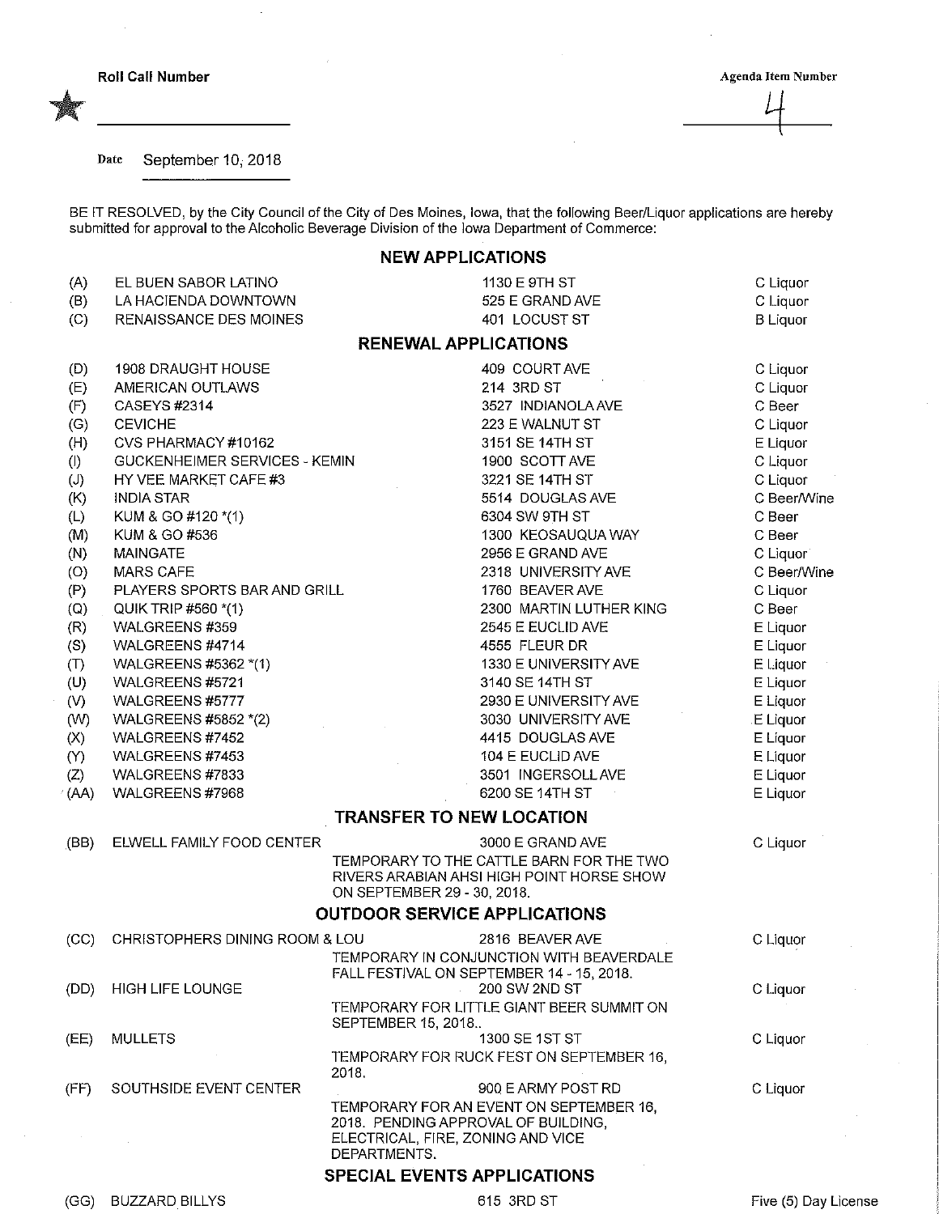**Roll Call Number**

**Agenda Item Number**

4

Date September 10, 2018

BE IT RESOLVED, by the City Council of the City of Des Moines, Iowa, that the following Beer/Liquor applications are hereby submitted for approval to the Alcoholic Beverage Division of the Iowa Department of Commerce:

## NEW APPLICATIONS

| | | | |
|---|---|---|---|
| (A) | EL BUEN SABOR LATINO | 1130 E 9TH ST | C Liquor |
| (B) | LA HACIENDA DOWNTOWN | 525 E GRAND AVE | C Liquor |
| (C) | RENAISSANCE DES MOINES | 401 LOCUST ST | B Liquor |

## RENEWAL APPLICATIONS

| | | | |
|---|---|---|---|
| (D) | 1908 DRAUGHT HOUSE | 409 COURT AVE | C Liquor |
| (E) | AMERICAN OUTLAWS | 214 3RD ST | C Liquor |
| (F) | CASEYS #2314 | 3527 INDIANOLA AVE | C Beer |
| (G) | CEVICHE | 223 E WALNUT ST | C Liquor |
| (H) | CVS PHARMACY #10162 | 3151 SE 14TH ST | E Liquor |
| (I) | GUCKENHEIMER SERVICES - KEMIN | 1900 SCOTT AVE | C Liquor |
| (J) | HY VEE MARKET CAFE #3 | 3221 SE 14TH ST | C Liquor |
| (K) | INDIA STAR | 5514 DOUGLAS AVE | C Beer/Wine |
| (L) | KUM & GO #120 *(1) | 6304 SW 9TH ST | C Beer |
| (M) | KUM & GO #536 | 1300 KEOSAUQUA WAY | C Beer |
| (N) | MAINGATE | 2956 E GRAND AVE | C Liquor |
| (O) | MARS CAFE | 2318 UNIVERSITY AVE | C Beer/Wine |
| (P) | PLAYERS SPORTS BAR AND GRILL | 1760 BEAVER AVE | C Liquor |
| (Q) | QUIK TRIP #560 *(1) | 2300 MARTIN LUTHER KING | C Beer |
| (R) | WALGREENS #359 | 2545 E EUCLID AVE | E Liquor |
| (S) | WALGREENS #4714 | 4555 FLEUR DR | E Liquor |
| (T) | WALGREENS #5362 *(1) | 1330 E UNIVERSITY AVE | E Liquor |
| (U) | WALGREENS #5721 | 3140 SE 14TH ST | E Liquor |
| (V) | WALGREENS #5777 | 2930 E UNIVERSITY AVE | E Liquor |
| (W) | WALGREENS #5852 *(2) | 3030 UNIVERSITY AVE | E Liquor |
| (X) | WALGREENS #7452 | 4415 DOUGLAS AVE | E Liquor |
| (Y) | WALGREENS #7453 | 104 E EUCLID AVE | E Liquor |
| (Z) | WALGREENS #7833 | 3501 INGERSOLL AVE | E Liquor |
| (AA) | WALGREENS #7968 | 6200 SE 14TH ST | E Liquor |

## TRANSFER TO NEW LOCATION

| | | | |
|---|---|---|---|
| (BB) | ELWELL FAMILY FOOD CENTER | 3000 E GRAND AVE<br>TEMPORARY TO THE CATTLE BARN FOR THE TWO RIVERS ARABIAN AHSI HIGH POINT HORSE SHOW ON SEPTEMBER 29 - 30, 2018. | C Liquor |

## OUTDOOR SERVICE APPLICATIONS

| | | | |
|---|---|---|---|
| (CC) | CHRISTOPHERS DINING ROOM & LOU | 2816 BEAVER AVE<br>TEMPORARY IN CONJUNCTION WITH BEAVERDALE FALL FESTIVAL ON SEPTEMBER 14 - 15, 2018. | C Liquor |
| (DD) | HIGH LIFE LOUNGE | 200 SW 2ND ST<br>TEMPORARY FOR LITTLE GIANT BEER SUMMIT ON SEPTEMBER 15, 2018.. | C Liquor |
| (EE) | MULLETS | 1300 SE 1ST ST<br>TEMPORARY FOR RUCK FEST ON SEPTEMBER 16, 2018. | C Liquor |
| (FF) | SOUTHSIDE EVENT CENTER | 900 E ARMY POST RD<br>TEMPORARY FOR AN EVENT ON SEPTEMBER 16, 2018. PENDING APPROVAL OF BUILDING, ELECTRICAL, FIRE, ZONING AND VICE DEPARTMENTS. | C Liquor |

## SPECIAL EVENTS APPLICATIONS

| | | | |
|---|---|---|---|
| (GG) | BUZZARD BILLYS | 615 3RD ST | Five (5) Day License |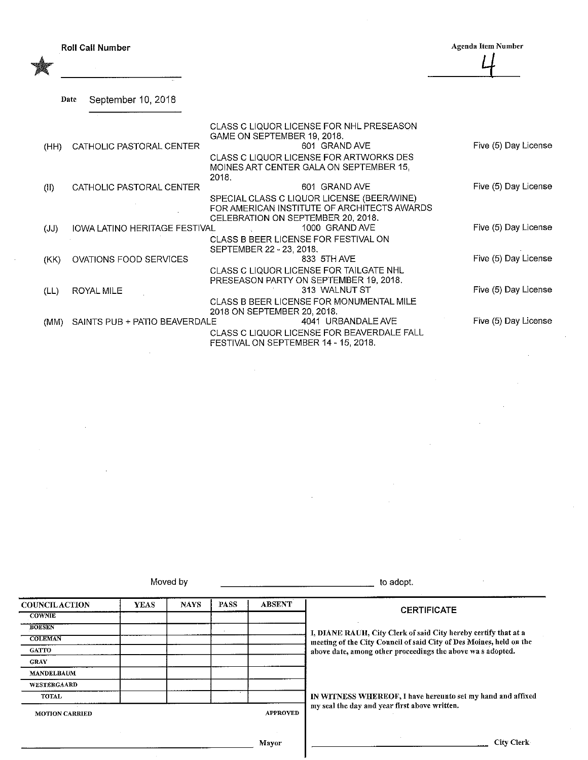Roll Call Number

Agenda Item Number 4

Date September 10, 2018

CLASS C LIQUOR LICENSE FOR NHL PRESEASON GAME ON SEPTEMBER 19, 2018.

| | | | |
|---|---|---|---|
| (HH) | CATHOLIC PASTORAL CENTER | 601 GRAND AVE<br>CLASS C LIQUOR LICENSE FOR ARTWORKS DES MOINES ART CENTER GALA ON SEPTEMBER 15, 2018. | Five (5) Day License |
| (II) | CATHOLIC PASTORAL CENTER | 601 GRAND AVE<br>SPECIAL CLASS C LIQUOR LICENSE (BEER/WINE) FOR AMERICAN INSTITUTE OF ARCHITECTS AWARDS CELEBRATION ON SEPTEMBER 20, 2018. | Five (5) Day License |
| (JJ) | IOWA LATINO HERITAGE FESTIVAL | 1000 GRAND AVE<br>CLASS B BEER LICENSE FOR FESTIVAL ON SEPTEMBER 22 - 23, 2018. | Five (5) Day License |
| (KK) | OVATIONS FOOD SERVICES | 833 5TH AVE<br>CLASS C LIQUOR LICENSE FOR TAILGATE NHL PRESEASON PARTY ON SEPTEMBER 19, 2018. | Five (5) Day License |
| (LL) | ROYAL MILE | 313 WALNUT ST<br>CLASS B BEER LICENSE FOR MONUMENTAL MILE 2018 ON SEPTEMBER 20, 2018. | Five (5) Day License |
| (MM) | SAINTS PUB + PATIO BEAVERDALE | 4041 URBANDALE AVE<br>CLASS C LIQUOR LICENSE FOR BEAVERDALE FALL FESTIVAL ON SEPTEMBER 14 - 15, 2018. | Five (5) Day License |

Moved by ______________________________ to adopt.

| COUNCIL ACTION | YEAS | NAYS | PASS | ABSENT |
|---|---|---|---|---|
| COWNIE | | | | |
| BOESEN | | | | |
| COLEMAN | | | | |
| GATTO | | | | |
| GRAY | | | | |
| MANDELBAUM | | | | |
| WESTERGAARD | | | | |
| TOTAL | | | | |

MOTION CARRIED APPROVED

______________________________ Mayor

**CERTIFICATE**

I, DIANE RAUH, City Clerk of said City hereby certify that at a meeting of the City Council of said City of Des Moines, held on the above date, among other proceedings the above was adopted.

IN WITNESS WHEREOF, I have hereunto set my hand and affixed my seal the day and year first above written.

______________________________ City Clerk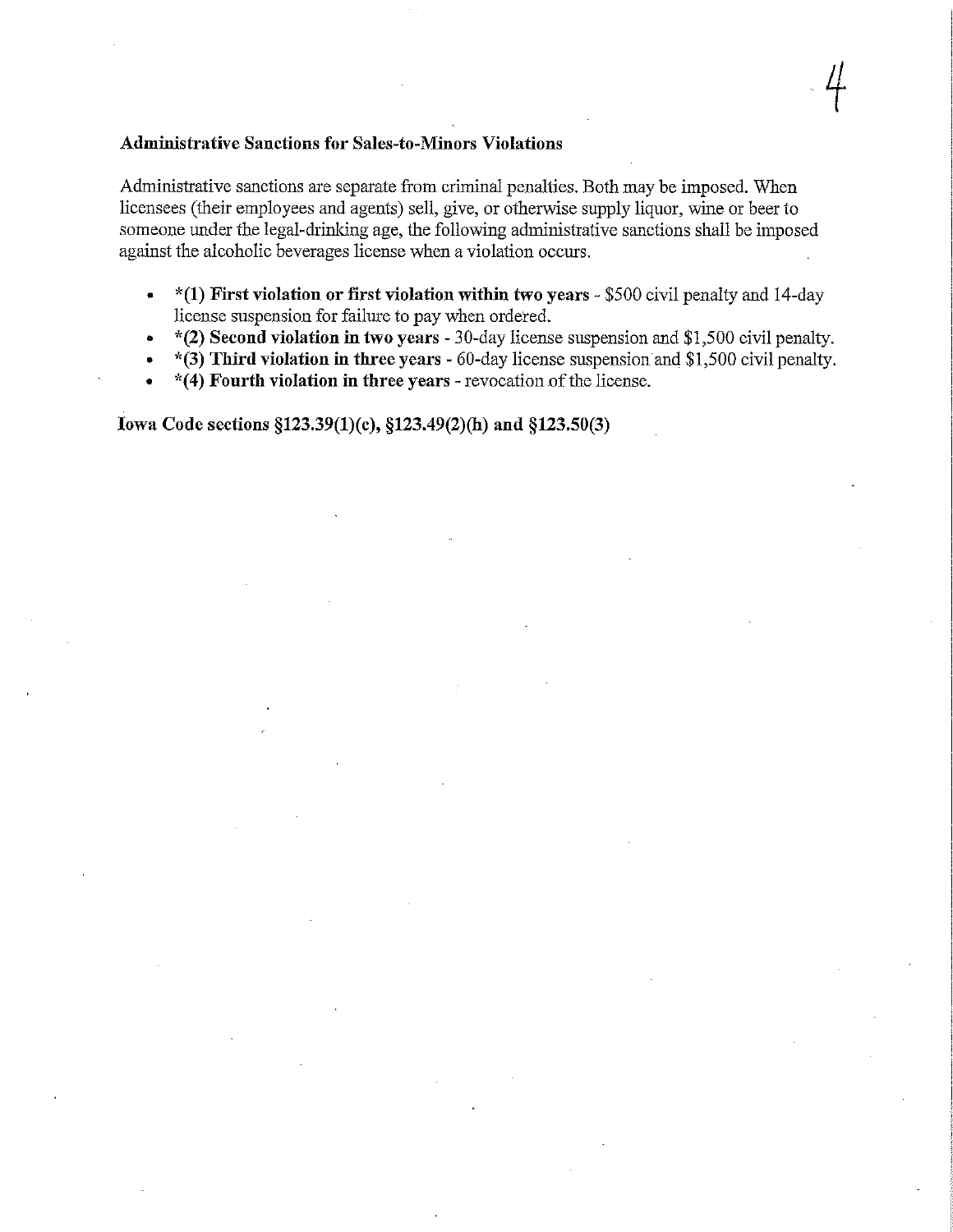**Administrative Sanctions for Sales-to-Minors Violations**

Administrative sanctions are separate from criminal penalties. Both may be imposed. When licensees (their employees and agents) sell, give, or otherwise supply liquor, wine or beer to someone under the legal-drinking age, the following administrative sanctions shall be imposed against the alcoholic beverages license when a violation occurs.

- ***(1) First violation or first violation within two years** - $500 civil penalty and 14-day license suspension for failure to pay when ordered.
- ***(2) Second violation in two years** - 30-day license suspension and $1,500 civil penalty.
- ***(3) Third violation in three years** - 60-day license suspension and $1,500 civil penalty.
- ***(4) Fourth violation in three years** - revocation of the license.

**Iowa Code sections §123.39(1)(c), §123.49(2)(h) and §123.50(3)**